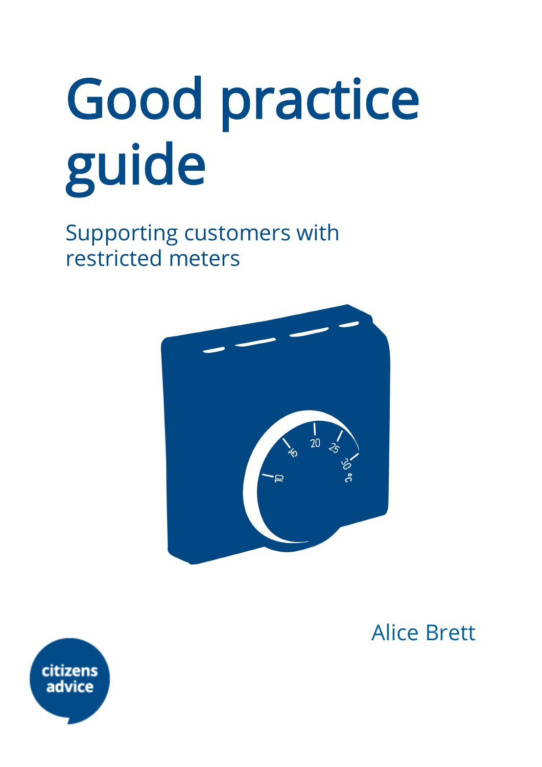# Good practice guide

## Supporting customers with restricted meters

Alice Brett

citizens advice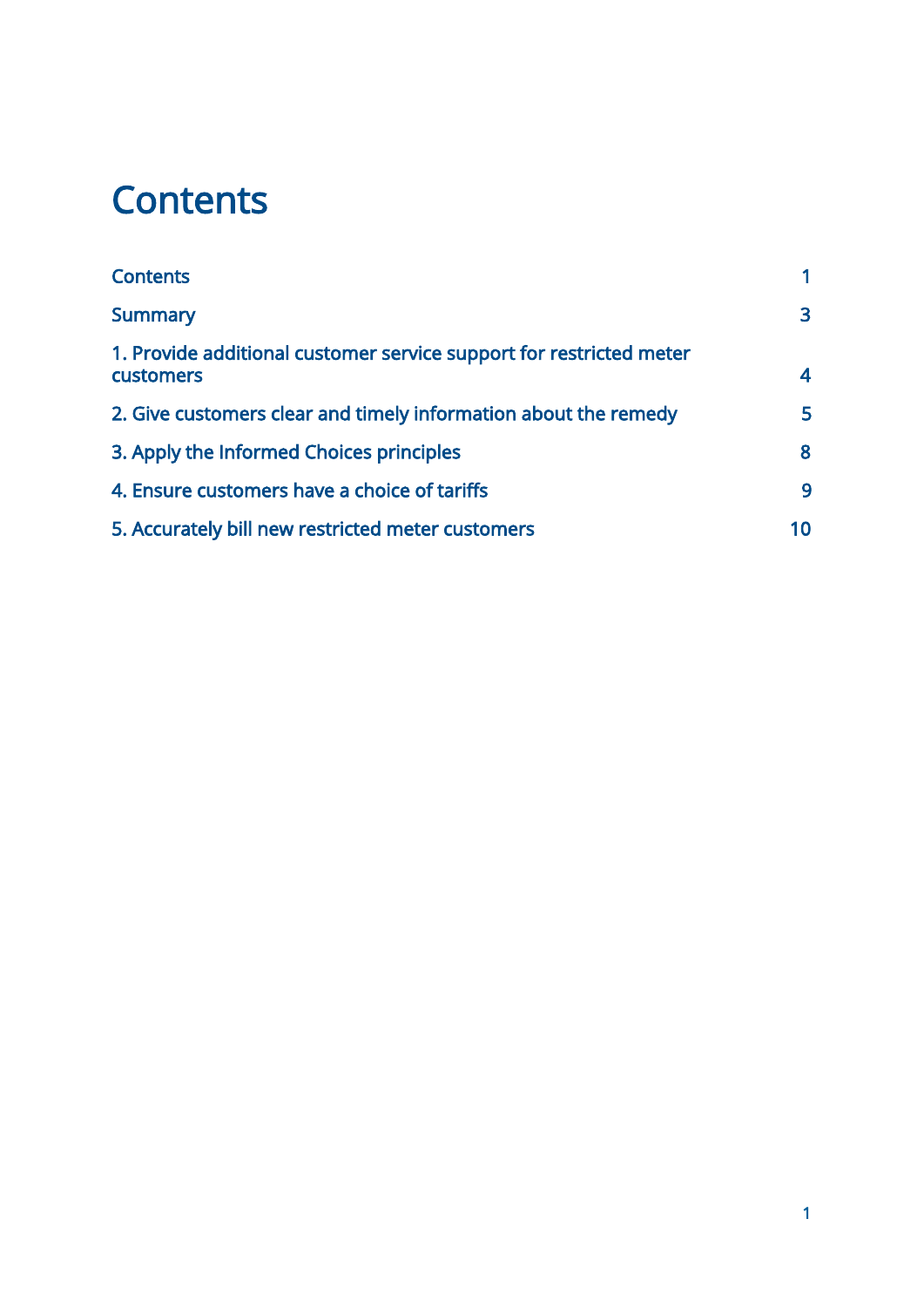# Contents

| | |
|---|---|
| Contents | 1 |
| Summary | 3 |
| 1. Provide additional customer service support for restricted meter customers | 4 |
| 2. Give customers clear and timely information about the remedy | 5 |
| 3. Apply the Informed Choices principles | 8 |
| 4. Ensure customers have a choice of tariffs | 9 |
| 5. Accurately bill new restricted meter customers | 10 |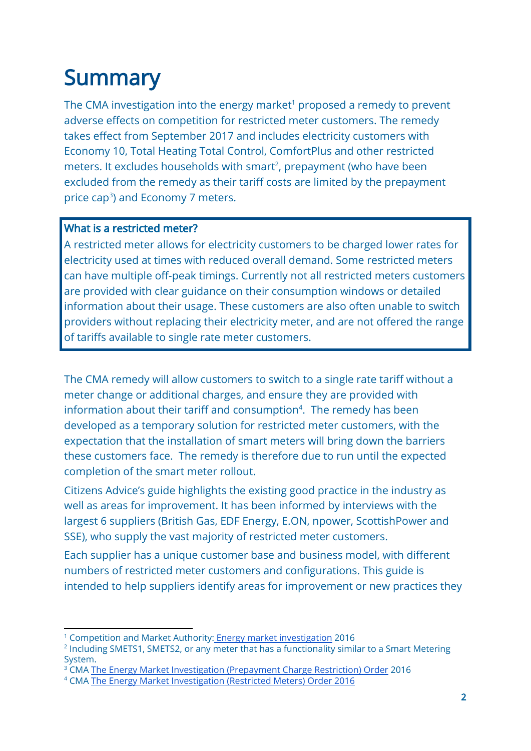# Summary

The CMA investigation into the energy market[1] proposed a remedy to prevent adverse effects on competition for restricted meter customers. The remedy takes effect from September 2017 and includes electricity customers with Economy 10, Total Heating Total Control, ComfortPlus and other restricted meters. It excludes households with smart[2], prepayment (who have been excluded from the remedy as their tariff costs are limited by the prepayment price cap[3]) and Economy 7 meters.

> **What is a restricted meter?**
>
> A restricted meter allows for electricity customers to be charged lower rates for electricity used at times with reduced overall demand. Some restricted meters can have multiple off-peak timings. Currently not all restricted meters customers are provided with clear guidance on their consumption windows or detailed information about their usage. These customers are also often unable to switch providers without replacing their electricity meter, and are not offered the range of tariffs available to single rate meter customers.

The CMA remedy will allow customers to switch to a single rate tariff without a meter change or additional charges, and ensure they are provided with information about their tariff and consumption[4]. The remedy has been developed as a temporary solution for restricted meter customers, with the expectation that the installation of smart meters will bring down the barriers these customers face. The remedy is therefore due to run until the expected completion of the smart meter rollout.

Citizens Advice's guide highlights the existing good practice in the industry as well as areas for improvement. It has been informed by interviews with the largest 6 suppliers (British Gas, EDF Energy, E.ON, npower, ScottishPower and SSE), who supply the vast majority of restricted meter customers.

Each supplier has a unique customer base and business model, with different numbers of restricted meter customers and configurations. This guide is intended to help suppliers identify areas for improvement or new practices they

---

[1] Competition and Market Authority: Energy market investigation 2016

[2] Including SMETS1, SMETS2, or any meter that has a functionality similar to a Smart Metering System.

[3] CMA The Energy Market Investigation (Prepayment Charge Restriction) Order 2016

[4] CMA The Energy Market Investigation (Restricted Meters) Order 2016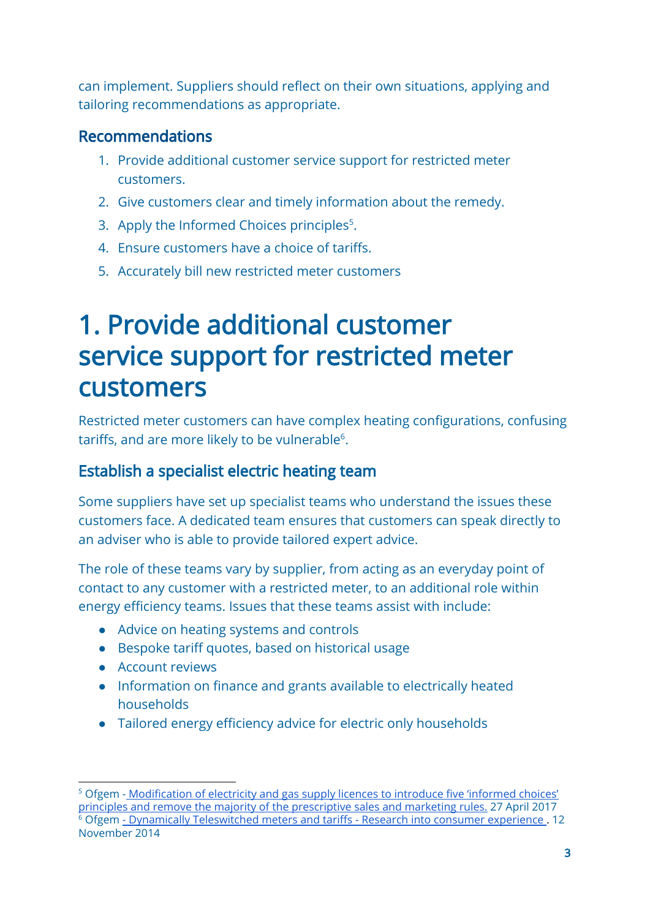can implement. Suppliers should reflect on their own situations, applying and tailoring recommendations as appropriate.

### Recommendations

1. Provide additional customer service support for restricted meter customers.
2. Give customers clear and timely information about the remedy.
3. Apply the Informed Choices principles[5].
4. Ensure customers have a choice of tariffs.
5. Accurately bill new restricted meter customers

# 1. Provide additional customer service support for restricted meter customers

Restricted meter customers can have complex heating configurations, confusing tariffs, and are more likely to be vulnerable[6].

### Establish a specialist electric heating team

Some suppliers have set up specialist teams who understand the issues these customers face. A dedicated team ensures that customers can speak directly to an adviser who is able to provide tailored expert advice.

The role of these teams vary by supplier, from acting as an everyday point of contact to any customer with a restricted meter, to an additional role within energy efficiency teams. Issues that these teams assist with include:

- Advice on heating systems and controls
- Bespoke tariff quotes, based on historical usage
- Account reviews
- Information on finance and grants available to electrically heated households
- Tailored energy efficiency advice for electric only households

---

[5] Ofgem - Modification of electricity and gas supply licences to introduce five 'informed choices' principles and remove the majority of the prescriptive sales and marketing rules. 27 April 2017

[6] Ofgem - Dynamically Teleswitched meters and tariffs - Research into consumer experience . 12 November 2014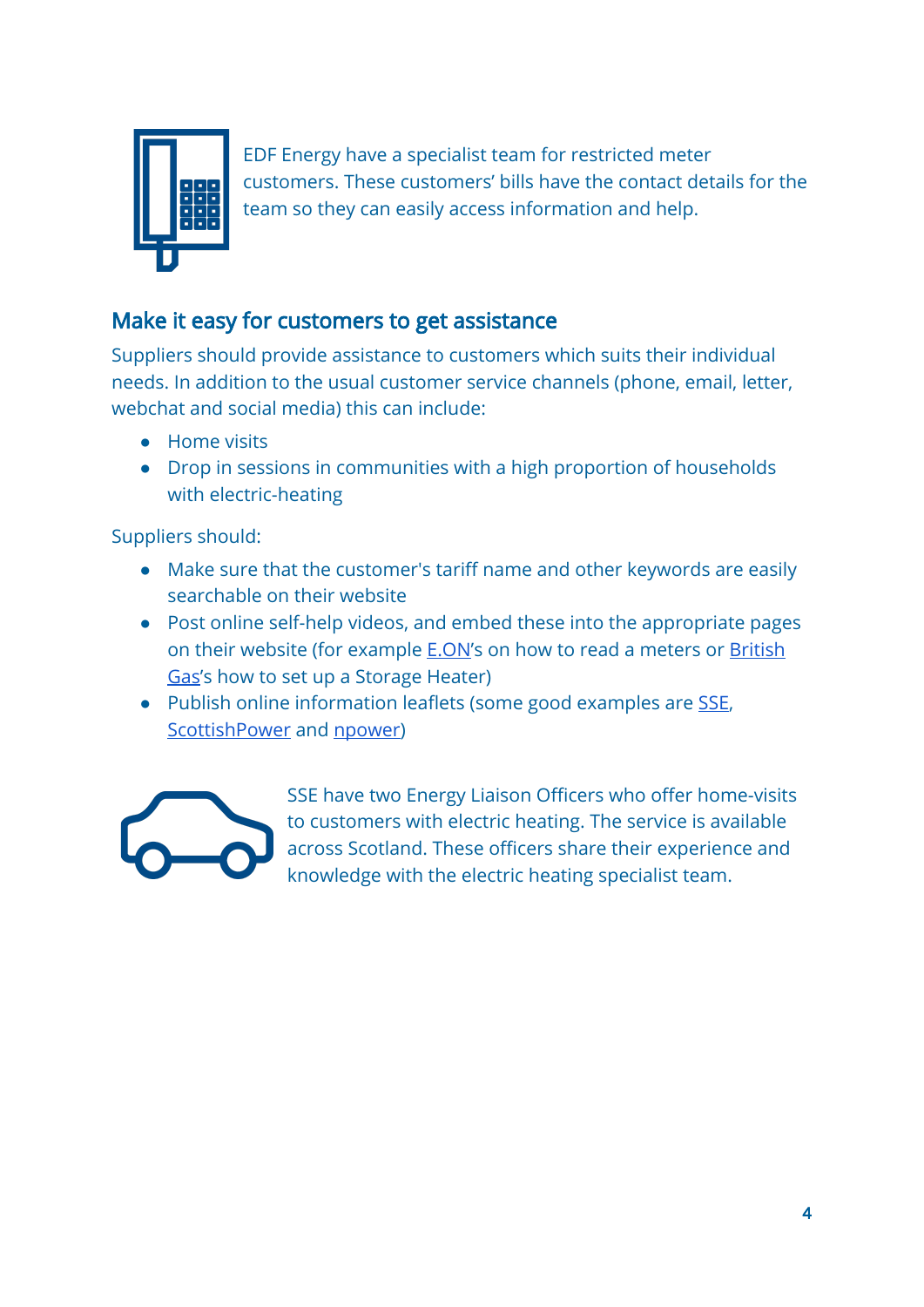EDF Energy have a specialist team for restricted meter customers. These customers' bills have the contact details for the team so they can easily access information and help.

## Make it easy for customers to get assistance

Suppliers should provide assistance to customers which suits their individual needs. In addition to the usual customer service channels (phone, email, letter, webchat and social media) this can include:

- Home visits
- Drop in sessions in communities with a high proportion of households with electric-heating

Suppliers should:

- Make sure that the customer's tariff name and other keywords are easily searchable on their website
- Post online self-help videos, and embed these into the appropriate pages on their website (for example E.ON's on how to read a meters or British Gas's how to set up a Storage Heater)
- Publish online information leaflets (some good examples are SSE, ScottishPower and npower)

SSE have two Energy Liaison Officers who offer home-visits to customers with electric heating. The service is available across Scotland. These officers share their experience and knowledge with the electric heating specialist team.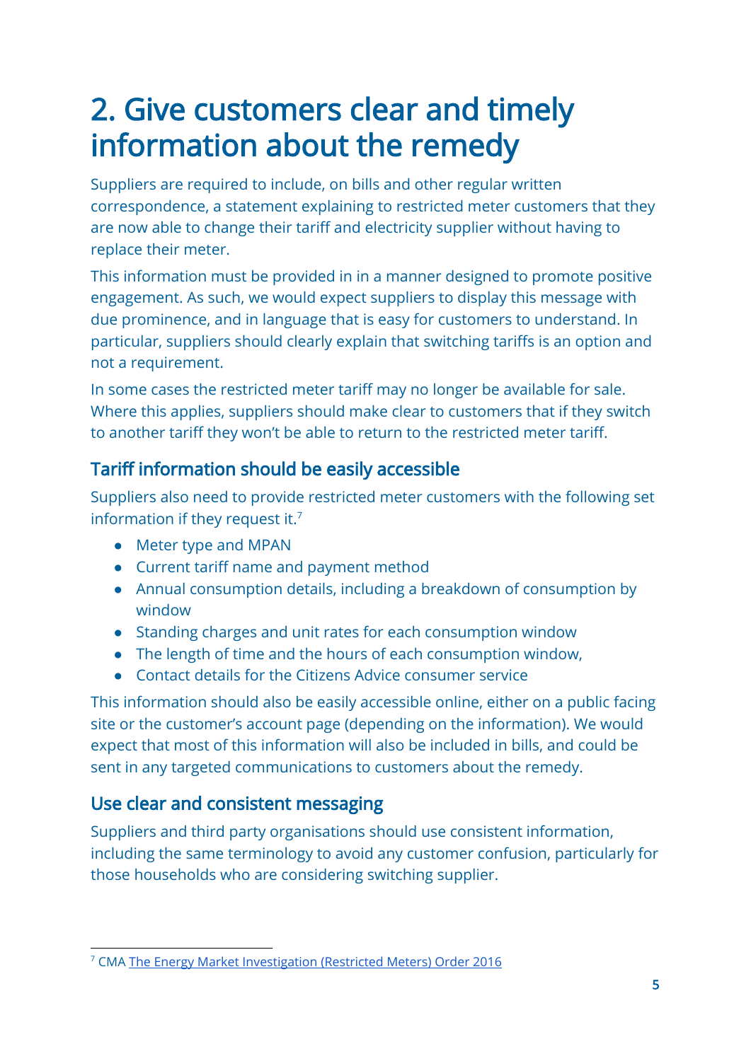# 2. Give customers clear and timely information about the remedy

Suppliers are required to include, on bills and other regular written correspondence, a statement explaining to restricted meter customers that they are now able to change their tariff and electricity supplier without having to replace their meter.

This information must be provided in in a manner designed to promote positive engagement. As such, we would expect suppliers to display this message with due prominence, and in language that is easy for customers to understand. In particular, suppliers should clearly explain that switching tariffs is an option and not a requirement.

In some cases the restricted meter tariff may no longer be available for sale. Where this applies, suppliers should make clear to customers that if they switch to another tariff they won't be able to return to the restricted meter tariff.

## Tariff information should be easily accessible

Suppliers also need to provide restricted meter customers with the following set information if they request it.[7]

- Meter type and MPAN
- Current tariff name and payment method
- Annual consumption details, including a breakdown of consumption by window
- Standing charges and unit rates for each consumption window
- The length of time and the hours of each consumption window,
- Contact details for the Citizens Advice consumer service

This information should also be easily accessible online, either on a public facing site or the customer's account page (depending on the information). We would expect that most of this information will also be included in bills, and could be sent in any targeted communications to customers about the remedy.

## Use clear and consistent messaging

Suppliers and third party organisations should use consistent information, including the same terminology to avoid any customer confusion, particularly for those households who are considering switching supplier.

---

[7] CMA The Energy Market Investigation (Restricted Meters) Order 2016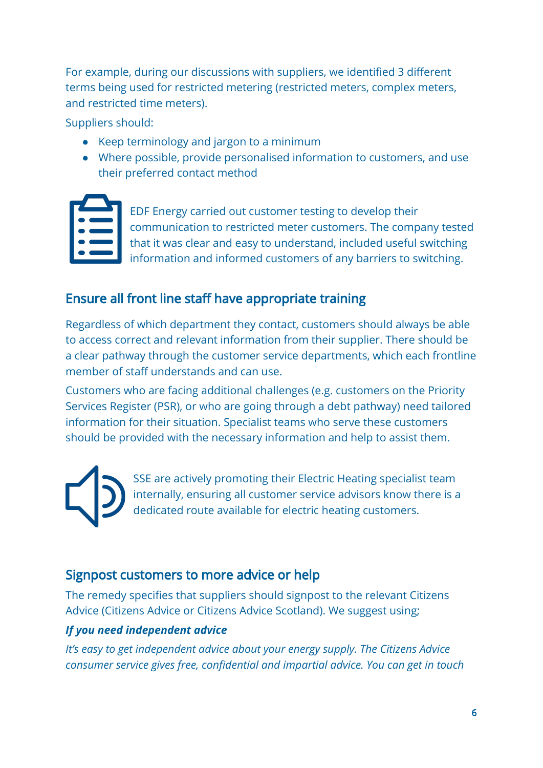For example, during our discussions with suppliers, we identified 3 different terms being used for restricted metering (restricted meters, complex meters, and restricted time meters).

Suppliers should:

- Keep terminology and jargon to a minimum
- Where possible, provide personalised information to customers, and use their preferred contact method

EDF Energy carried out customer testing to develop their communication to restricted meter customers. The company tested that it was clear and easy to understand, included useful switching information and informed customers of any barriers to switching.

## Ensure all front line staff have appropriate training

Regardless of which department they contact, customers should always be able to access correct and relevant information from their supplier. There should be a clear pathway through the customer service departments, which each frontline member of staff understands and can use.

Customers who are facing additional challenges (e.g. customers on the Priority Services Register (PSR), or who are going through a debt pathway) need tailored information for their situation. Specialist teams who serve these customers should be provided with the necessary information and help to assist them.

SSE are actively promoting their Electric Heating specialist team internally, ensuring all customer service advisors know there is a dedicated route available for electric heating customers.

## Signpost customers to more advice or help

The remedy specifies that suppliers should signpost to the relevant Citizens Advice (Citizens Advice or Citizens Advice Scotland). We suggest using;

***If you need independent advice***

*It's easy to get independent advice about your energy supply. The Citizens Advice consumer service gives free, confidential and impartial advice. You can get in touch*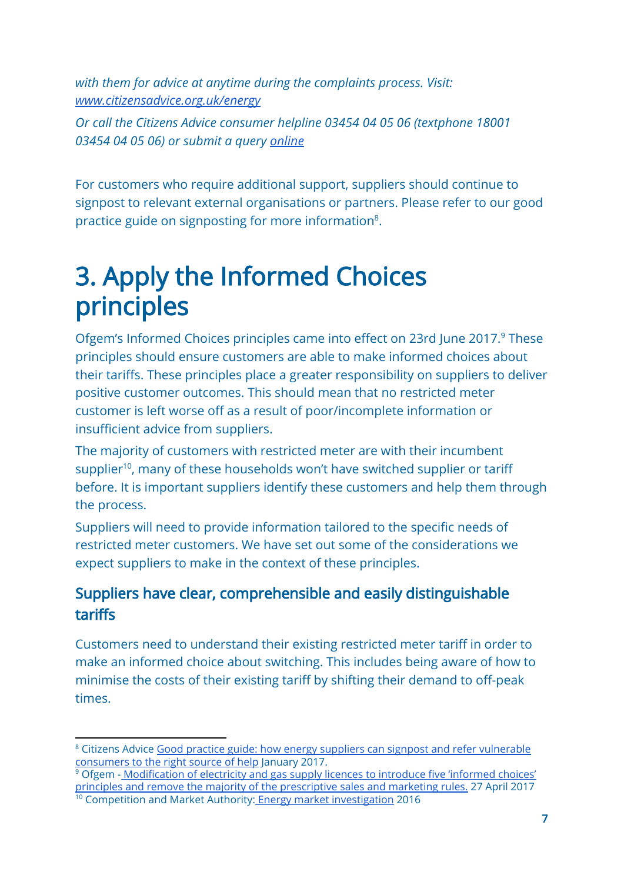*with them for advice at anytime during the complaints process. Visit: [www.citizensadvice.org.uk/energy](www.citizensadvice.org.uk/energy)*

*Or call the Citizens Advice consumer helpline 03454 04 05 06 (textphone 18001 03454 04 05 06) or submit a query [online](online)*

For customers who require additional support, suppliers should continue to signpost to relevant external organisations or partners. Please refer to our good practice guide on signposting for more information[8].

# 3. Apply the Informed Choices principles

Ofgem's Informed Choices principles came into effect on 23rd June 2017.[9] These principles should ensure customers are able to make informed choices about their tariffs. These principles place a greater responsibility on suppliers to deliver positive customer outcomes. This should mean that no restricted meter customer is left worse off as a result of poor/incomplete information or insufficient advice from suppliers.

The majority of customers with restricted meter are with their incumbent supplier[10], many of these households won't have switched supplier or tariff before. It is important suppliers identify these customers and help them through the process.

Suppliers will need to provide information tailored to the specific needs of restricted meter customers. We have set out some of the considerations we expect suppliers to make in the context of these principles.

## Suppliers have clear, comprehensible and easily distinguishable tariffs

Customers need to understand their existing restricted meter tariff in order to make an informed choice about switching. This includes being aware of how to minimise the costs of their existing tariff by shifting their demand to off-peak times.

---

[8] Citizens Advice Good practice guide: how energy suppliers can signpost and refer vulnerable consumers to the right source of help January 2017.

[9] Ofgem - Modification of electricity and gas supply licences to introduce five 'informed choices' principles and remove the majority of the prescriptive sales and marketing rules. 27 April 2017

[10] Competition and Market Authority: Energy market investigation 2016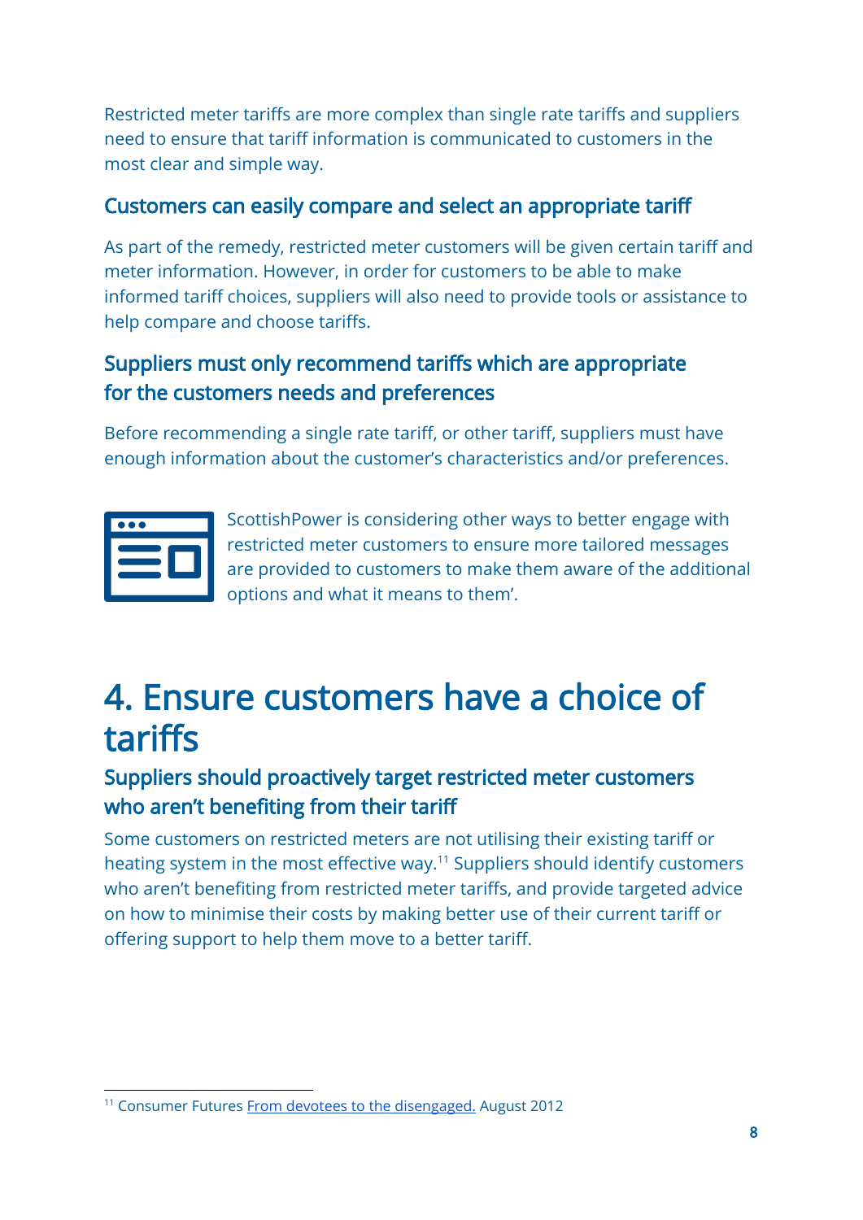Restricted meter tariffs are more complex than single rate tariffs and suppliers need to ensure that tariff information is communicated to customers in the most clear and simple way.

### Customers can easily compare and select an appropriate tariff

As part of the remedy, restricted meter customers will be given certain tariff and meter information. However, in order for customers to be able to make informed tariff choices, suppliers will also need to provide tools or assistance to help compare and choose tariffs.

### Suppliers must only recommend tariffs which are appropriate for the customers needs and preferences

Before recommending a single rate tariff, or other tariff, suppliers must have enough information about the customer's characteristics and/or preferences.

ScottishPower is considering other ways to better engage with restricted meter customers to ensure more tailored messages are provided to customers to make them aware of the additional options and what it means to them'.

## 4. Ensure customers have a choice of tariffs

### Suppliers should proactively target restricted meter customers who aren't benefiting from their tariff

Some customers on restricted meters are not utilising their existing tariff or heating system in the most effective way.[11] Suppliers should identify customers who aren't benefiting from restricted meter tariffs, and provide targeted advice on how to minimise their costs by making better use of their current tariff or offering support to help them move to a better tariff.

[11] Consumer Futures From devotees to the disengaged. August 2012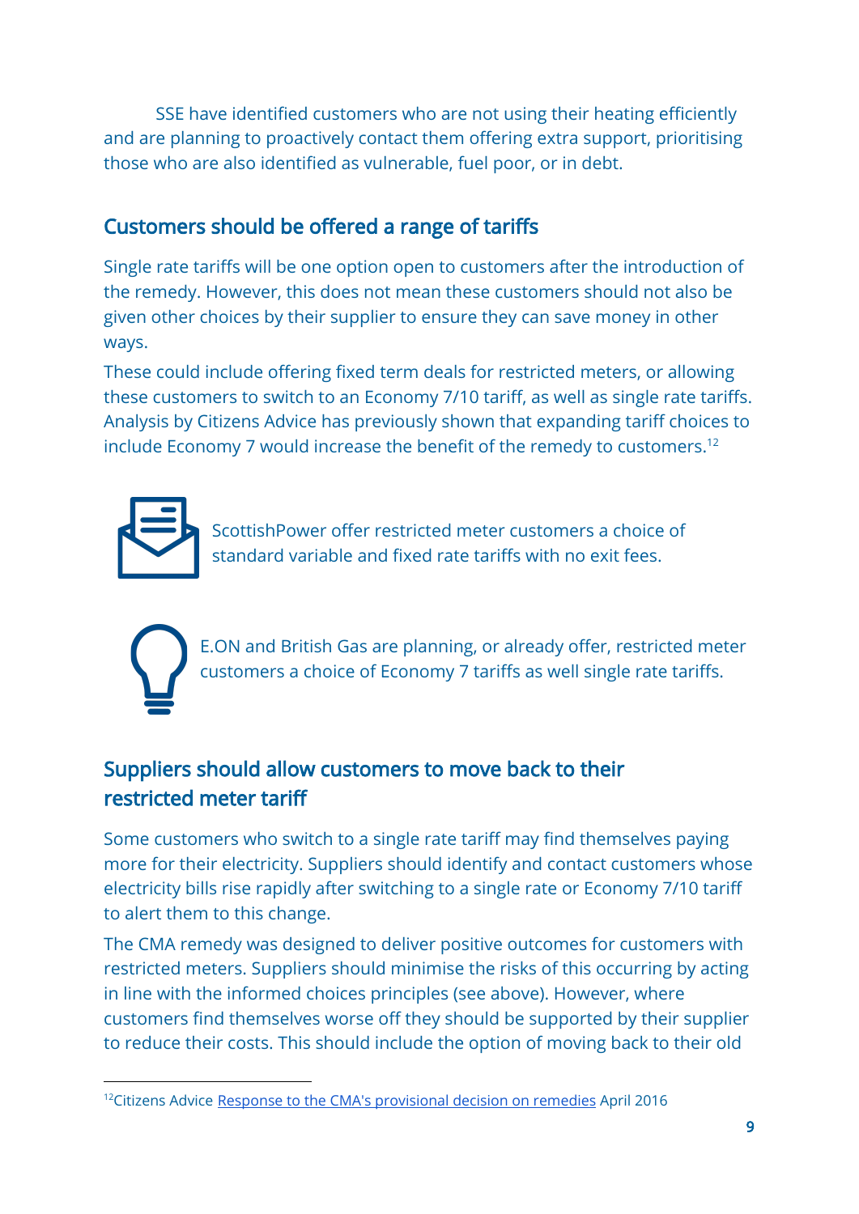SSE have identified customers who are not using their heating efficiently and are planning to proactively contact them offering extra support, prioritising those who are also identified as vulnerable, fuel poor, or in debt.

## Customers should be offered a range of tariffs

Single rate tariffs will be one option open to customers after the introduction of the remedy. However, this does not mean these customers should not also be given other choices by their supplier to ensure they can save money in other ways.

These could include offering fixed term deals for restricted meters, or allowing these customers to switch to an Economy 7/10 tariff, as well as single rate tariffs. Analysis by Citizens Advice has previously shown that expanding tariff choices to include Economy 7 would increase the benefit of the remedy to customers.[12]

ScottishPower offer restricted meter customers a choice of standard variable and fixed rate tariffs with no exit fees.

E.ON and British Gas are planning, or already offer, restricted meter customers a choice of Economy 7 tariffs as well single rate tariffs.

## Suppliers should allow customers to move back to their restricted meter tariff

Some customers who switch to a single rate tariff may find themselves paying more for their electricity. Suppliers should identify and contact customers whose electricity bills rise rapidly after switching to a single rate or Economy 7/10 tariff to alert them to this change.

The CMA remedy was designed to deliver positive outcomes for customers with restricted meters. Suppliers should minimise the risks of this occurring by acting in line with the informed choices principles (see above). However, where customers find themselves worse off they should be supported by their supplier to reduce their costs. This should include the option of moving back to their old

[12] Citizens Advice Response to the CMA's provisional decision on remedies April 2016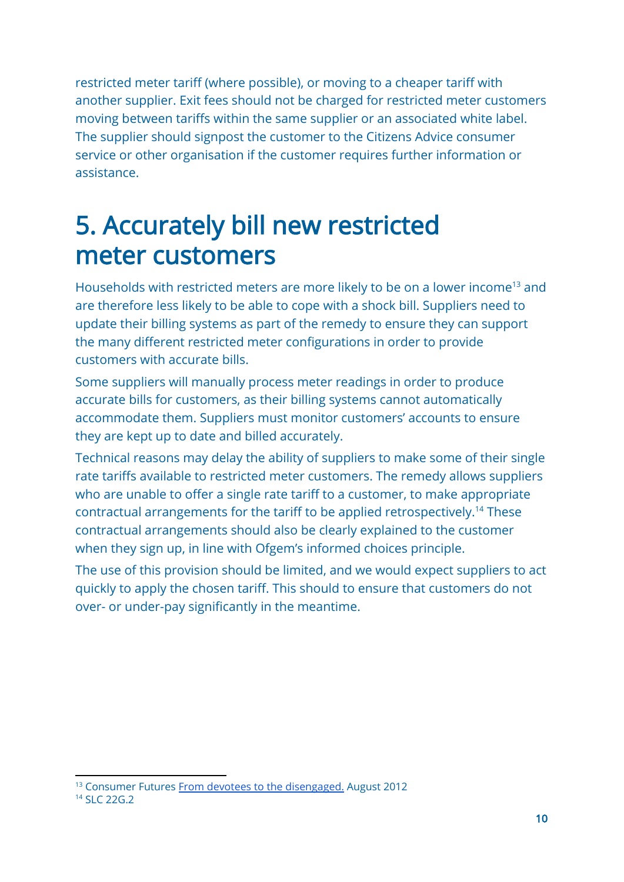restricted meter tariff (where possible), or moving to a cheaper tariff with another supplier. Exit fees should not be charged for restricted meter customers moving between tariffs within the same supplier or an associated white label. The supplier should signpost the customer to the Citizens Advice consumer service or other organisation if the customer requires further information or assistance.

# 5. Accurately bill new restricted meter customers

Households with restricted meters are more likely to be on a lower income[13] and are therefore less likely to be able to cope with a shock bill. Suppliers need to update their billing systems as part of the remedy to ensure they can support the many different restricted meter configurations in order to provide customers with accurate bills.

Some suppliers will manually process meter readings in order to produce accurate bills for customers, as their billing systems cannot automatically accommodate them. Suppliers must monitor customers' accounts to ensure they are kept up to date and billed accurately.

Technical reasons may delay the ability of suppliers to make some of their single rate tariffs available to restricted meter customers. The remedy allows suppliers who are unable to offer a single rate tariff to a customer, to make appropriate contractual arrangements for the tariff to be applied retrospectively.[14] These contractual arrangements should also be clearly explained to the customer when they sign up, in line with Ofgem's informed choices principle.

The use of this provision should be limited, and we would expect suppliers to act quickly to apply the chosen tariff. This should to ensure that customers do not over- or under-pay significantly in the meantime.

[13] Consumer Futures [From devotees to the disengaged.]() August 2012

[14] SLC 22G.2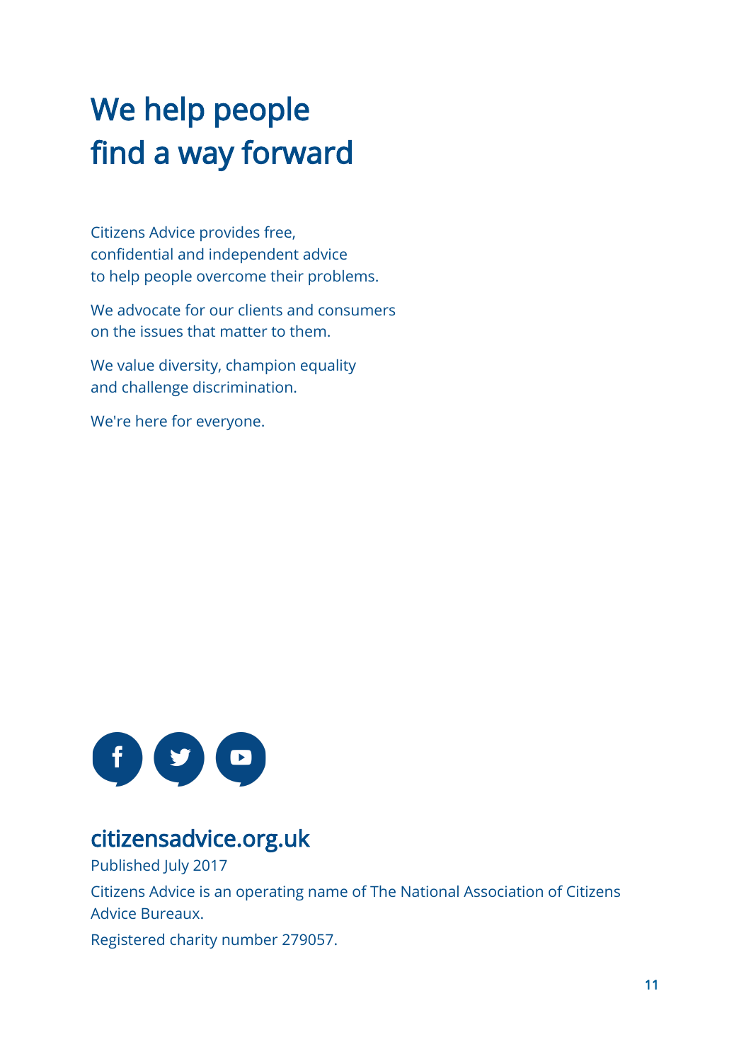# We help people find a way forward

Citizens Advice provides free, confidential and independent advice to help people overcome their problems.

We advocate for our clients and consumers on the issues that matter to them.

We value diversity, champion equality and challenge discrimination.

We're here for everyone.

## citizensadvice.org.uk

Published July 2017

Citizens Advice is an operating name of The National Association of Citizens Advice Bureaux.

Registered charity number 279057.